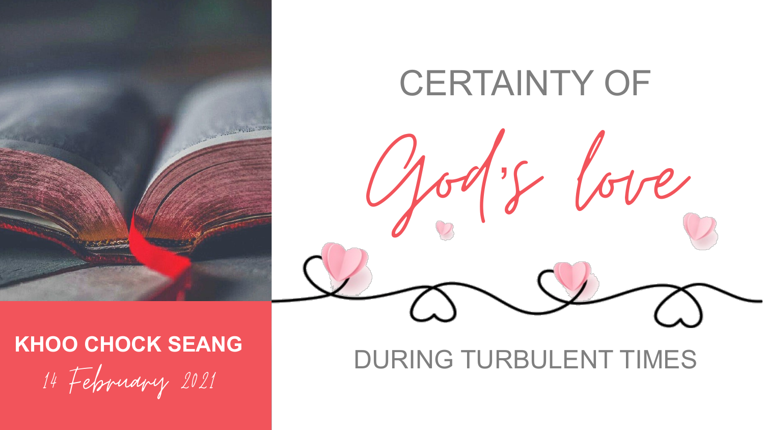# CERTAINTY OF *God's love* DURING TURBULENT TIMES

**KHOO CHOCK SEANG**

*14 February 2021*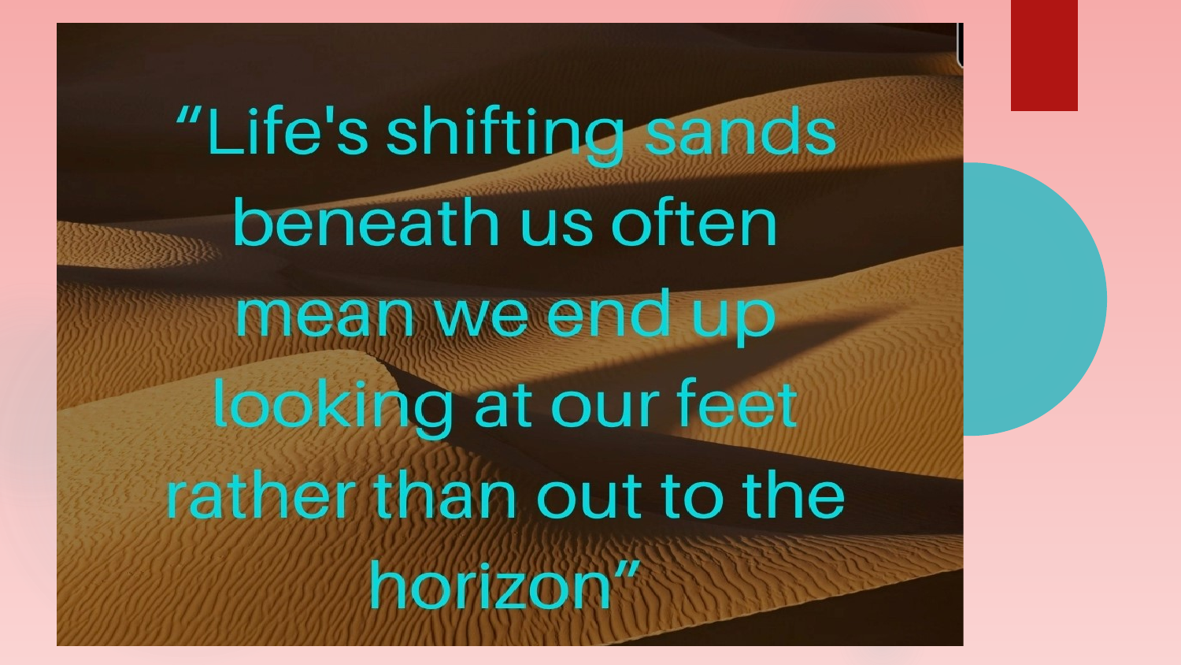“Life's shifting sands beneath us often mean we end up looking at our feet rather than out to the horizon”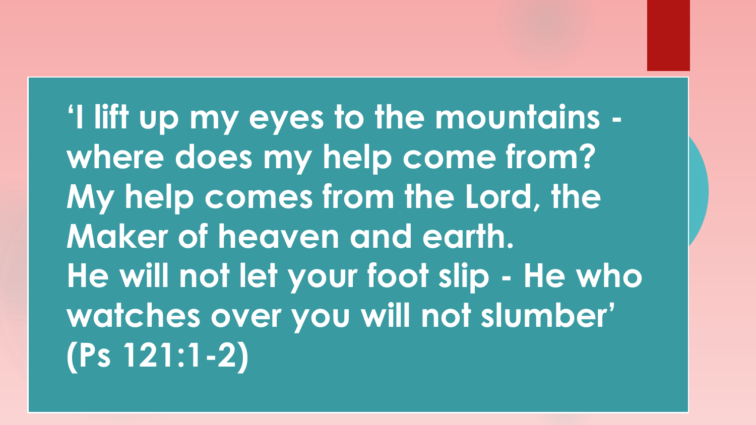**'I lift up my eyes to the mountains - where does my help come from? My help comes from the Lord, the Maker of heaven and earth. He will not let your foot slip - He who watches over you will not slumber' (Ps 121:1-2)**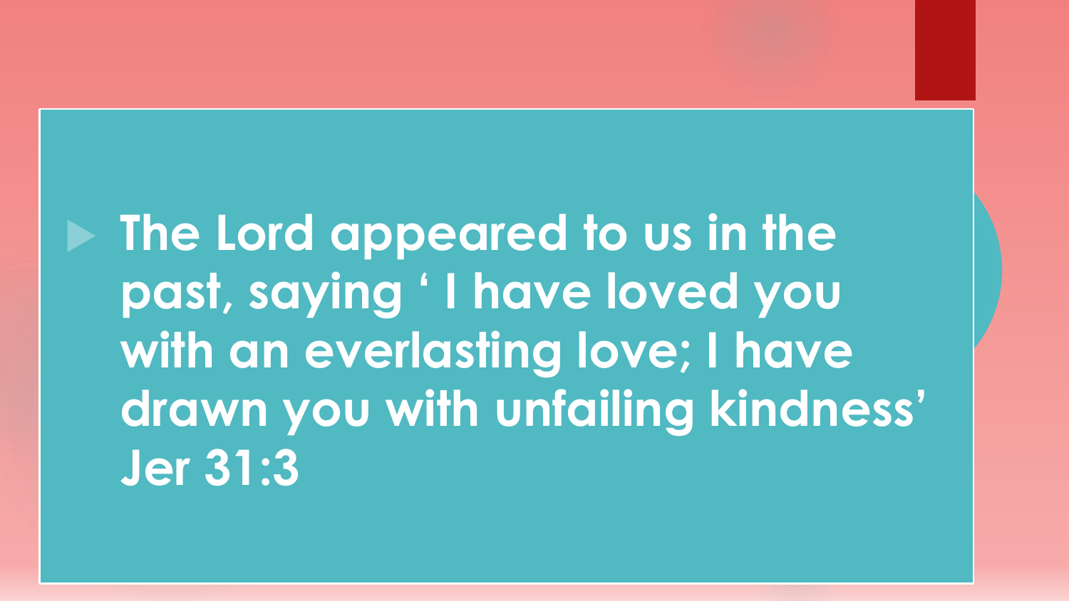- The Lord appeared to us in the past, saying ‘ I have loved you with an everlasting love; I have drawn you with unfailing kindness’ Jer 31:3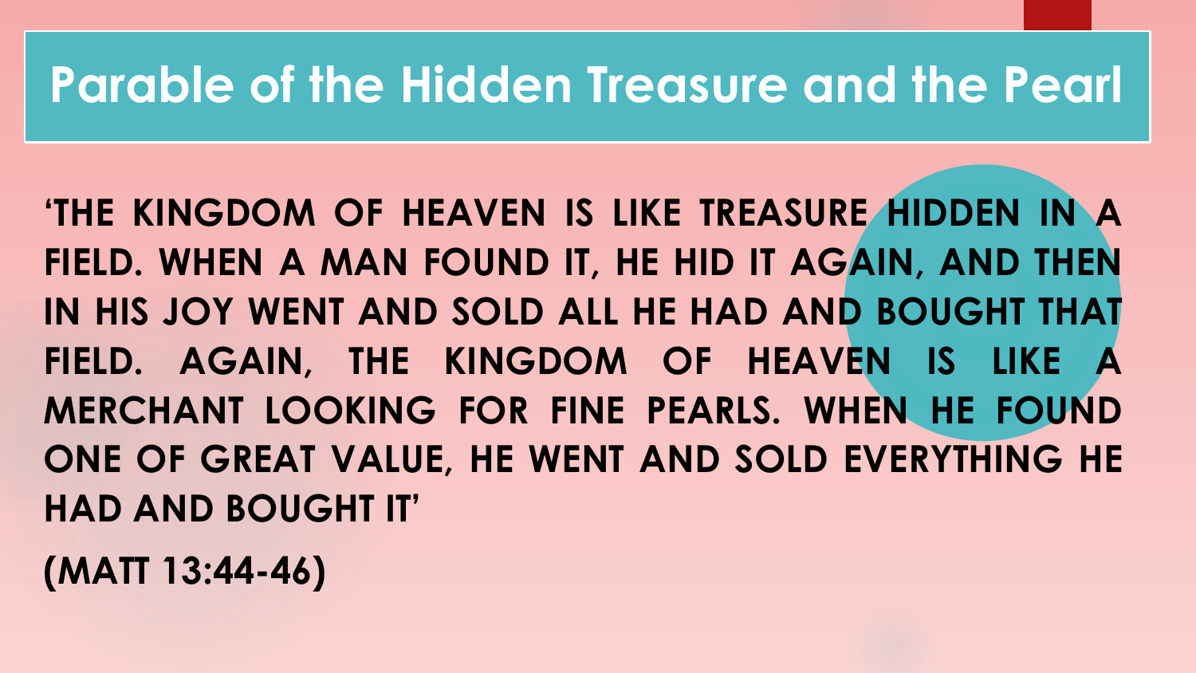# Parable of the Hidden Treasure and the Pearl

**'THE KINGDOM OF HEAVEN IS LIKE TREASURE HIDDEN IN A FIELD. WHEN A MAN FOUND IT, HE HID IT AGAIN, AND THEN IN HIS JOY WENT AND SOLD ALL HE HAD AND BOUGHT THAT FIELD. AGAIN, THE KINGDOM OF HEAVEN IS LIKE A MERCHANT LOOKING FOR FINE PEARLS. WHEN HE FOUND ONE OF GREAT VALUE, HE WENT AND SOLD EVERYTHING HE HAD AND BOUGHT IT'**

**(MATT 13:44-46)**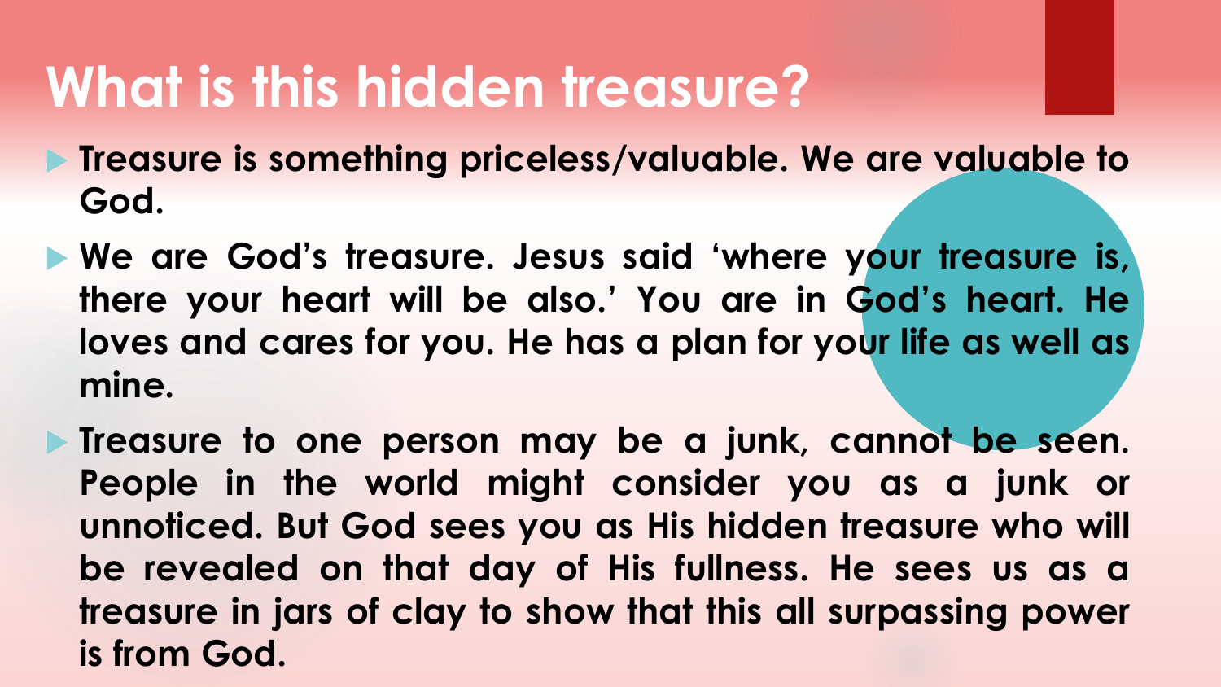# What is this hidden treasure?

- **Treasure is something priceless/valuable. We are valuable to God.**
- **We are God's treasure. Jesus said 'where your treasure is, there your heart will be also.' You are in God's heart. He loves and cares for you. He has a plan for your life as well as mine.**
- **Treasure to one person may be a junk, cannot be seen. People in the world might consider you as a junk or unnoticed. But God sees you as His hidden treasure who will be revealed on that day of His fullness. He sees us as a treasure in jars of clay to show that this all surpassing power is from God.**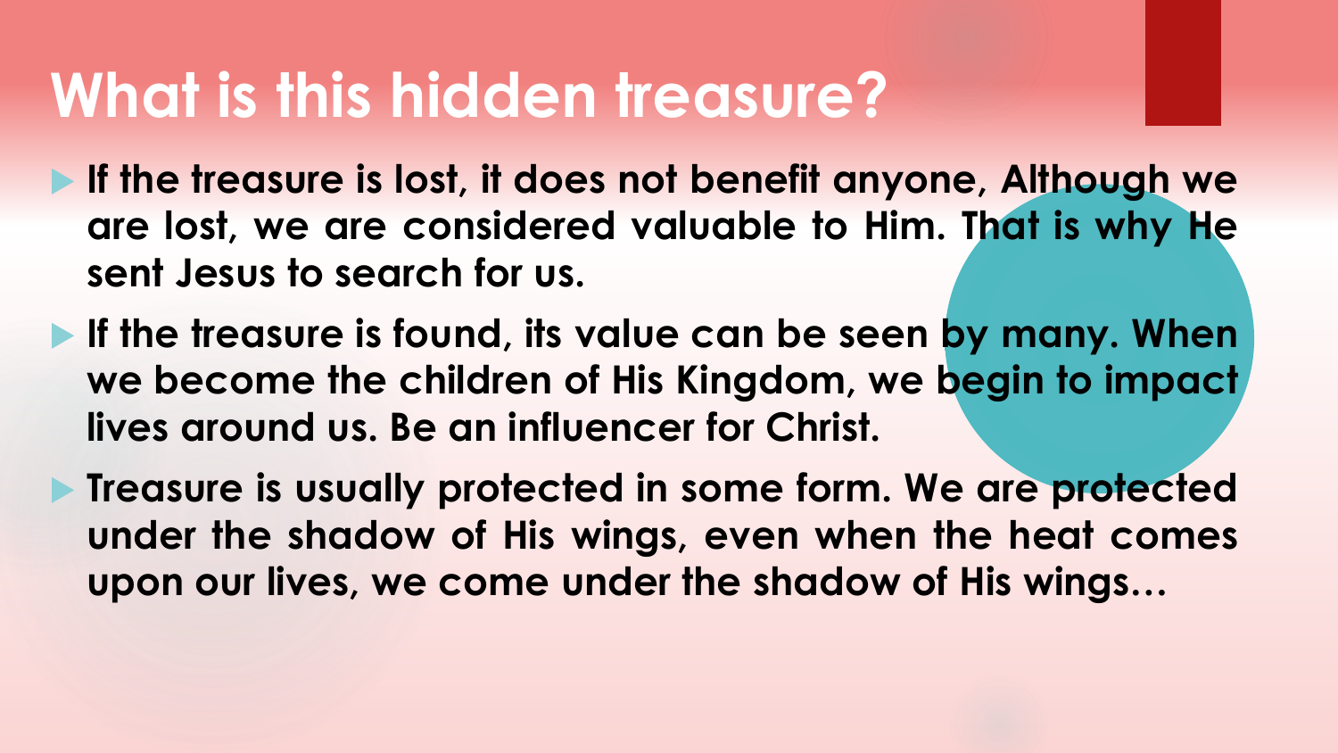# What is this hidden treasure?

- **If the treasure is lost, it does not benefit anyone, Although we are lost, we are considered valuable to Him. That is why He sent Jesus to search for us.**
- **If the treasure is found, its value can be seen by many. When we become the children of His Kingdom, we begin to impact lives around us. Be an influencer for Christ.**
- **Treasure is usually protected in some form. We are protected under the shadow of His wings, even when the heat comes upon our lives, we come under the shadow of His wings…**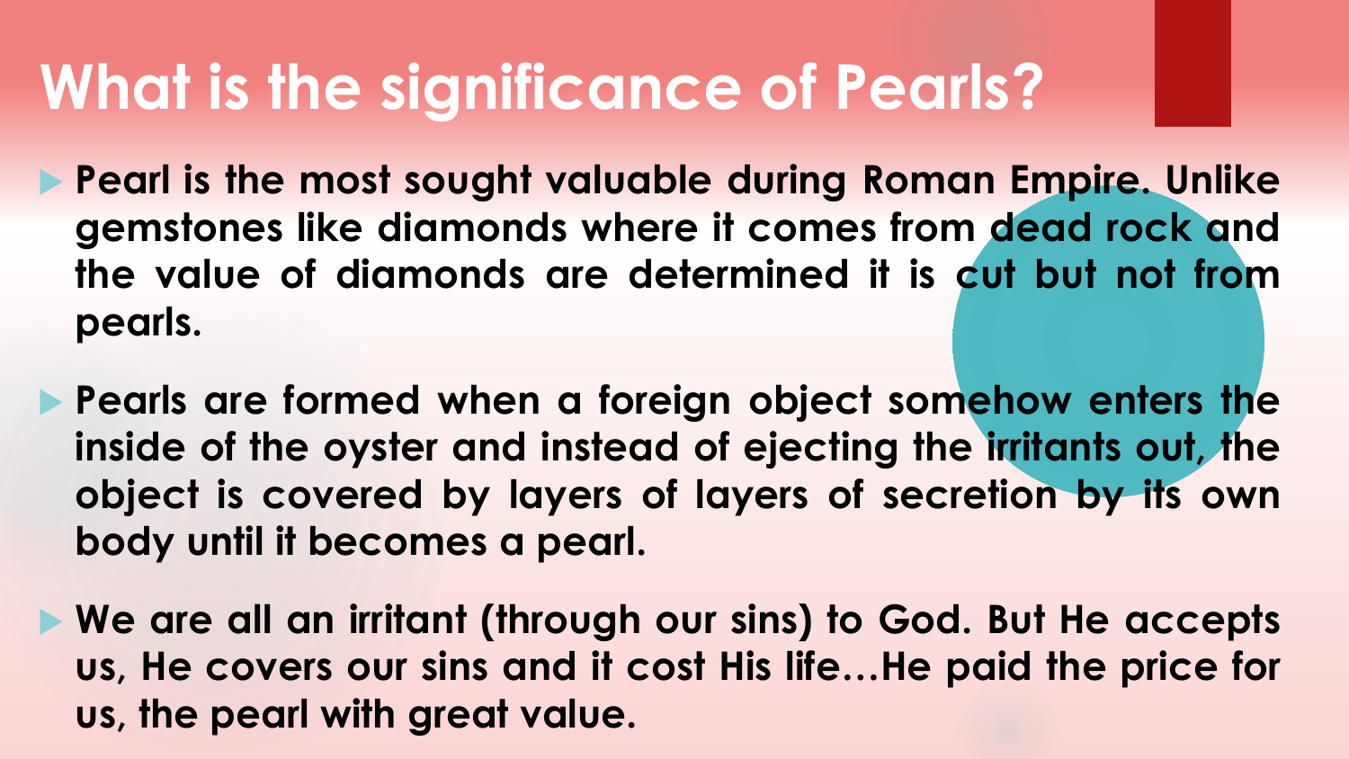# What is the significance of Pearls?

- **Pearl is the most sought valuable during Roman Empire. Unlike gemstones like diamonds where it comes from dead rock and the value of diamonds are determined it is cut but not from pearls.**
- **Pearls are formed when a foreign object somehow enters the inside of the oyster and instead of ejecting the irritants out, the object is covered by layers of layers of secretion by its own body until it becomes a pearl.**
- **We are all an irritant (through our sins) to God. But He accepts us, He covers our sins and it cost His life…He paid the price for us, the pearl with great value.**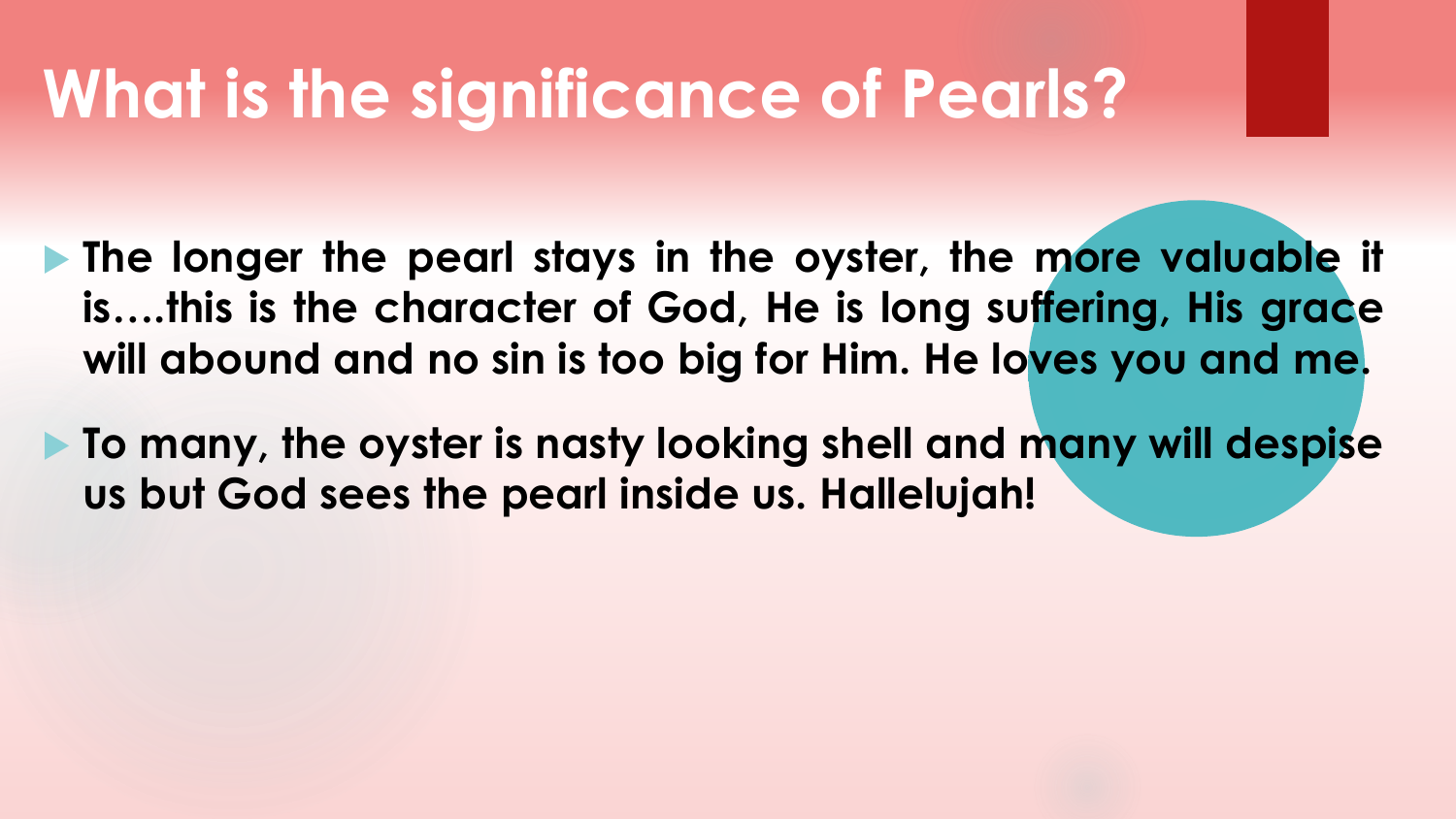# What is the significance of Pearls?

- **The longer the pearl stays in the oyster, the more valuable it is….this is the character of God, He is long suffering, His grace will abound and no sin is too big for Him. He loves you and me.**
- **To many, the oyster is nasty looking shell and many will despise us but God sees the pearl inside us. Hallelujah!**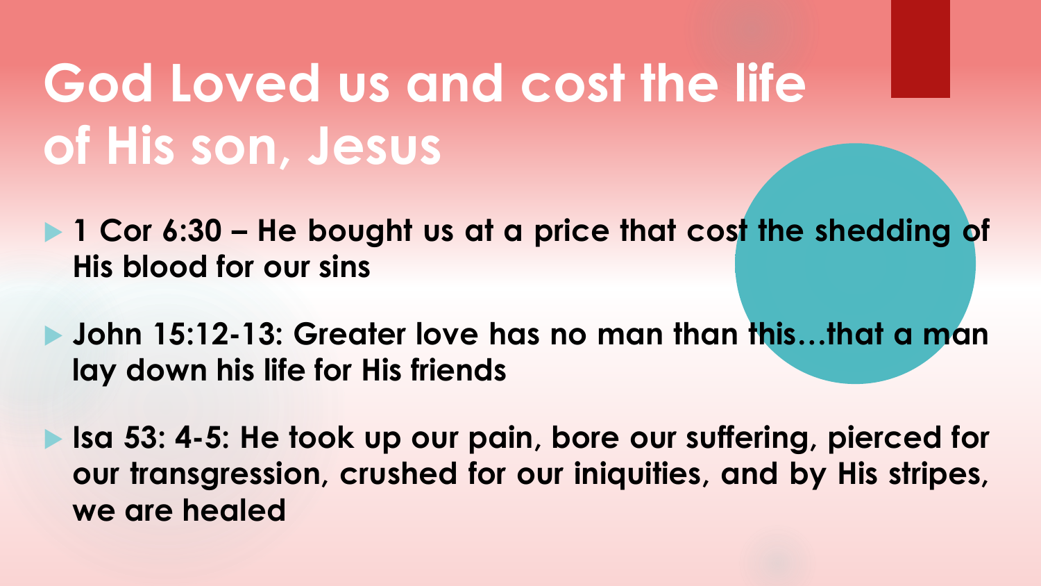# God Loved us and cost the life of His son, Jesus

- **1 Cor 6:30 – He bought us at a price that cost the shedding of His blood for our sins**
- **John 15:12-13: Greater love has no man than this…that a man lay down his life for His friends**
- **Isa 53: 4-5: He took up our pain, bore our suffering, pierced for our transgression, crushed for our iniquities, and by His stripes, we are healed**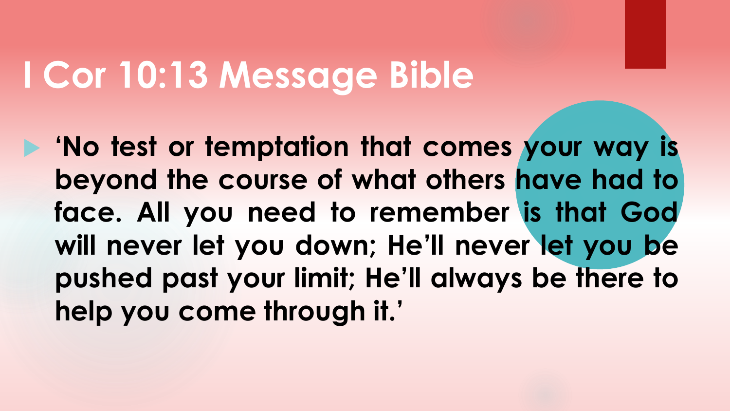# I Cor 10:13 Message Bible

- **'No test or temptation that comes your way is beyond the course of what others have had to face. All you need to remember is that God will never let you down; He'll never let you be pushed past your limit; He'll always be there to help you come through it.'**